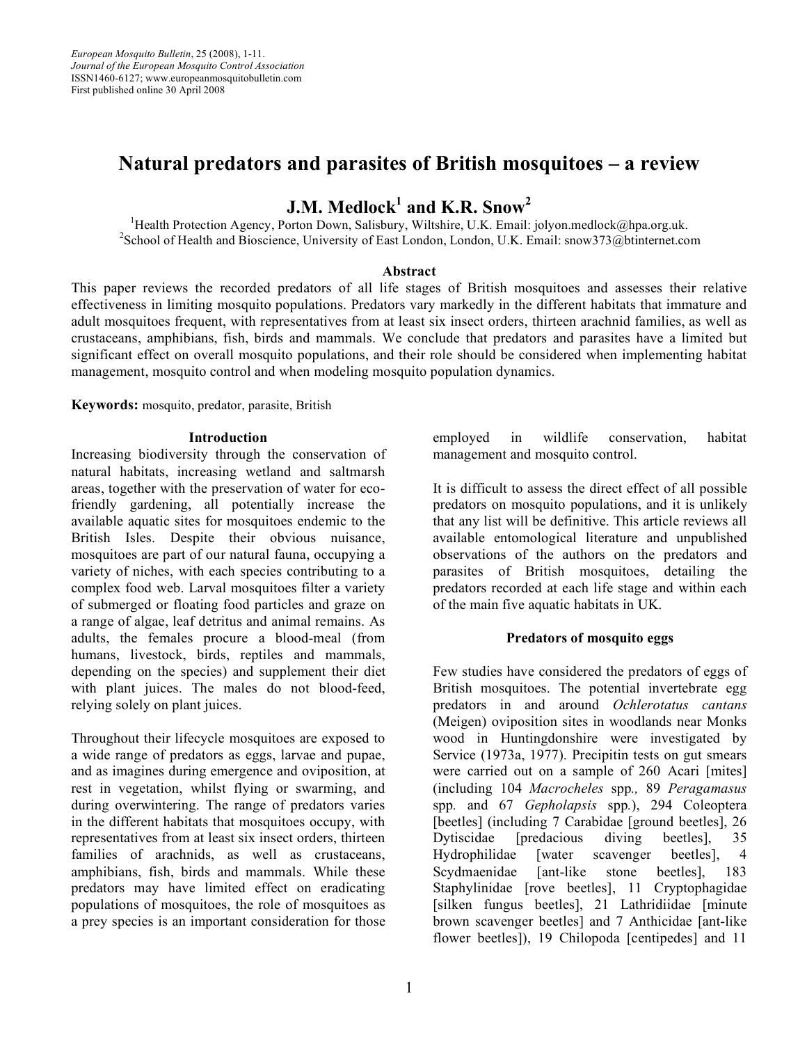European Mosquito Bulletin, 25 (2008), 1-11.
Journal of the European Mosquito Control Association
ISSN1460-6127; www.europeanmosquitobulletin.com
First published online 30 April 2008

# Natural predators and parasites of British mosquitoes – a review

**J.M. Medlock[1] and K.R. Snow[2]**

[1]Health Protection Agency, Porton Down, Salisbury, Wiltshire, U.K. Email: jolyon.medlock@hpa.org.uk.
[2]School of Health and Bioscience, University of East London, London, U.K. Email: snow373@btinternet.com

**Abstract**

This paper reviews the recorded predators of all life stages of British mosquitoes and assesses their relative effectiveness in limiting mosquito populations. Predators vary markedly in the different habitats that immature and adult mosquitoes frequent, with representatives from at least six insect orders, thirteen arachnid families, as well as crustaceans, amphibians, fish, birds and mammals. We conclude that predators and parasites have a limited but significant effect on overall mosquito populations, and their role should be considered when implementing habitat management, mosquito control and when modeling mosquito population dynamics.

**Keywords:** mosquito, predator, parasite, British

## Introduction

Increasing biodiversity through the conservation of natural habitats, increasing wetland and saltmarsh areas, together with the preservation of water for eco-friendly gardening, all potentially increase the available aquatic sites for mosquitoes endemic to the British Isles. Despite their obvious nuisance, mosquitoes are part of our natural fauna, occupying a variety of niches, with each species contributing to a complex food web. Larval mosquitoes filter a variety of submerged or floating food particles and graze on a range of algae, leaf detritus and animal remains. As adults, the females procure a blood-meal (from humans, livestock, birds, reptiles and mammals, depending on the species) and supplement their diet with plant juices. The males do not blood-feed, relying solely on plant juices.

Throughout their lifecycle mosquitoes are exposed to a wide range of predators as eggs, larvae and pupae, and as imagines during emergence and oviposition, at rest in vegetation, whilst flying or swarming, and during overwintering. The range of predators varies in the different habitats that mosquitoes occupy, with representatives from at least six insect orders, thirteen families of arachnids, as well as crustaceans, amphibians, fish, birds and mammals. While these predators may have limited effect on eradicating populations of mosquitoes, the role of mosquitoes as a prey species is an important consideration for those employed in wildlife conservation, habitat management and mosquito control.

It is difficult to assess the direct effect of all possible predators on mosquito populations, and it is unlikely that any list will be definitive. This article reviews all available entomological literature and unpublished observations of the authors on the predators and parasites of British mosquitoes, detailing the predators recorded at each life stage and within each of the main five aquatic habitats in UK.

## Predators of mosquito eggs

Few studies have considered the predators of eggs of British mosquitoes. The potential invertebrate egg predators in and around *Ochlerotatus cantans* (Meigen) oviposition sites in woodlands near Monks wood in Huntingdonshire were investigated by Service (1973a, 1977). Precipitin tests on gut smears were carried out on a sample of 260 Acari [mites] (including 104 *Macrocheles* spp., 89 *Peragamasus* spp. and 67 *Gepholapsis* spp.), 294 Coleoptera [beetles] (including 7 Carabidae [ground beetles], 26 Dytiscidae [predacious diving beetles], 35 Hydrophilidae [water scavenger beetles], 4 Scydmaenidae [ant-like stone beetles], 183 Staphylinidae [rove beetles], 11 Cryptophagidae [silken fungus beetles], 21 Lathridiidae [minute brown scavenger beetles] and 7 Anthicidae [ant-like flower beetles]), 19 Chilopoda [centipedes] and 11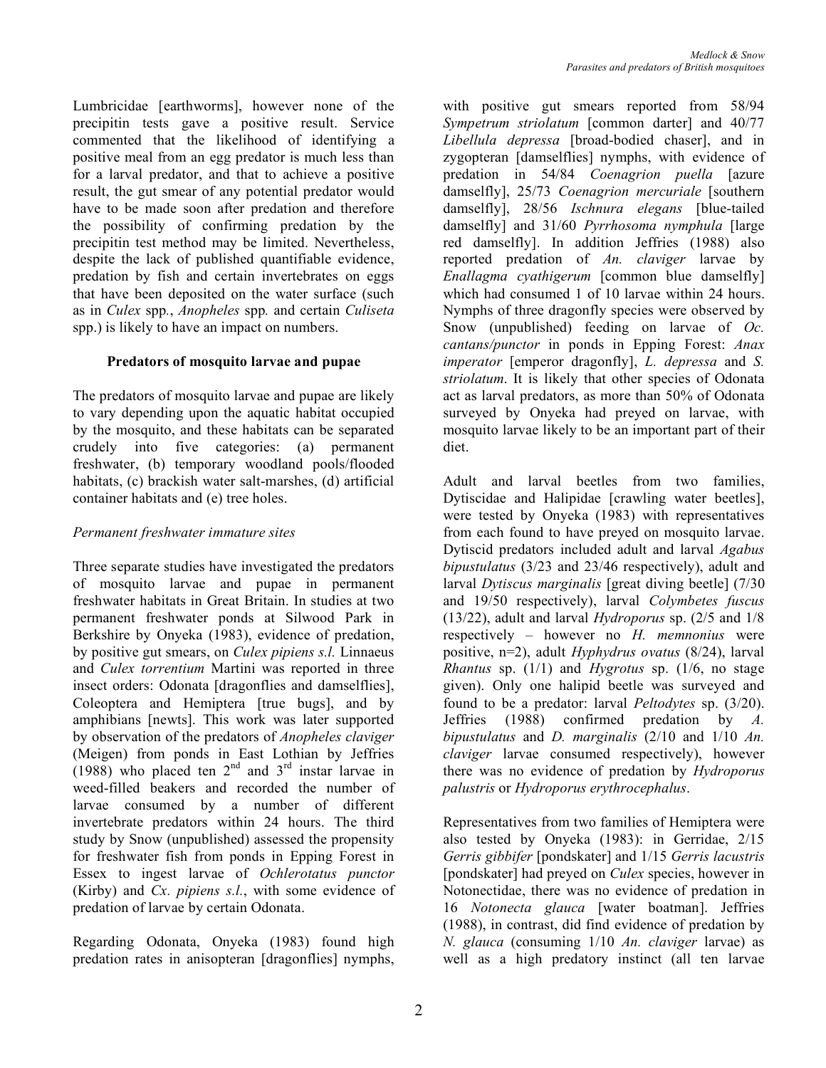Lumbricidae [earthworms], however none of the precipitin tests gave a positive result. Service commented that the likelihood of identifying a positive meal from an egg predator is much less than for a larval predator, and that to achieve a positive result, the gut smear of any potential predator would have to be made soon after predation and therefore the possibility of confirming predation by the precipitin test method may be limited. Nevertheless, despite the lack of published quantifiable evidence, predation by fish and certain invertebrates on eggs that have been deposited on the water surface (such as in *Culex* spp., *Anopheles* spp. and certain *Culiseta* spp.) is likely to have an impact on numbers.

**Predators of mosquito larvae and pupae**

The predators of mosquito larvae and pupae are likely to vary depending upon the aquatic habitat occupied by the mosquito, and these habitats can be separated crudely into five categories: (a) permanent freshwater, (b) temporary woodland pools/flooded habitats, (c) brackish water salt-marshes, (d) artificial container habitats and (e) tree holes.

*Permanent freshwater immature sites*

Three separate studies have investigated the predators of mosquito larvae and pupae in permanent freshwater habitats in Great Britain. In studies at two permanent freshwater ponds at Silwood Park in Berkshire by Onyeka (1983), evidence of predation, by positive gut smears, on *Culex pipiens s.l.* Linnaeus and *Culex torrentium* Martini was reported in three insect orders: Odonata [dragonflies and damselflies], Coleoptera and Hemiptera [true bugs], and by amphibians [newts]. This work was later supported by observation of the predators of *Anopheles claviger* (Meigen) from ponds in East Lothian by Jeffries (1988) who placed ten 2nd and 3rd instar larvae in weed-filled beakers and recorded the number of larvae consumed by a number of different invertebrate predators within 24 hours. The third study by Snow (unpublished) assessed the propensity for freshwater fish from ponds in Epping Forest in Essex to ingest larvae of *Ochlerotatus punctor* (Kirby) and *Cx. pipiens s.l.*, with some evidence of predation of larvae by certain Odonata.

Regarding Odonata, Onyeka (1983) found high predation rates in anisopteran [dragonflies] nymphs, with positive gut smears reported from 58/94 *Sympetrum striolatum* [common darter] and 40/77 *Libellula depressa* [broad-bodied chaser], and in zygopteran [damselflies] nymphs, with evidence of predation in 54/84 *Coenagrion puella* [azure damselfly], 25/73 *Coenagrion mercuriale* [southern damselfly], 28/56 *Ischnura elegans* [blue-tailed damselfly] and 31/60 *Pyrrhosoma nymphula* [large red damselfly]. In addition Jeffries (1988) also reported predation of *An. claviger* larvae by *Enallagma cyathigerum* [common blue damselfly] which had consumed 1 of 10 larvae within 24 hours. Nymphs of three dragonfly species were observed by Snow (unpublished) feeding on larvae of *Oc. cantans/punctor* in ponds in Epping Forest: *Anax imperator* [emperor dragonfly], *L. depressa* and *S. striolatum*. It is likely that other species of Odonata act as larval predators, as more than 50% of Odonata surveyed by Onyeka had preyed on larvae, with mosquito larvae likely to be an important part of their diet.

Adult and larval beetles from two families, Dytiscidae and Halipidae [crawling water beetles], were tested by Onyeka (1983) with representatives from each found to have preyed on mosquito larvae. Dytiscid predators included adult and larval *Agabus bipustulatus* (3/23 and 23/46 respectively), adult and larval *Dytiscus marginalis* [great diving beetle] (7/30 and 19/50 respectively), larval *Colymbetes fuscus* (13/22), adult and larval *Hydroporus* sp. (2/5 and 1/8 respectively – however no *H. memnonius* were positive, n=2), adult *Hyphydrus ovatus* (8/24), larval *Rhantus* sp. (1/1) and *Hygrotus* sp. (1/6, no stage given). Only one halipid beetle was surveyed and found to be a predator: larval *Peltodytes* sp. (3/20). Jeffries (1988) confirmed predation by *A. bipustulatus* and *D. marginalis* (2/10 and 1/10 *An. claviger* larvae consumed respectively), however there was no evidence of predation by *Hydroporus palustris* or *Hydroporus erythrocephalus*.

Representatives from two families of Hemiptera were also tested by Onyeka (1983): in Gerridae, 2/15 *Gerris gibbifer* [pondskater] and 1/15 *Gerris lacustris* [pondskater] had preyed on *Culex* species, however in Notonectidae, there was no evidence of predation in 16 *Notonecta glauca* [water boatman]. Jeffries (1988), in contrast, did find evidence of predation by *N. glauca* (consuming 1/10 *An. claviger* larvae) as well as a high predatory instinct (all ten larvae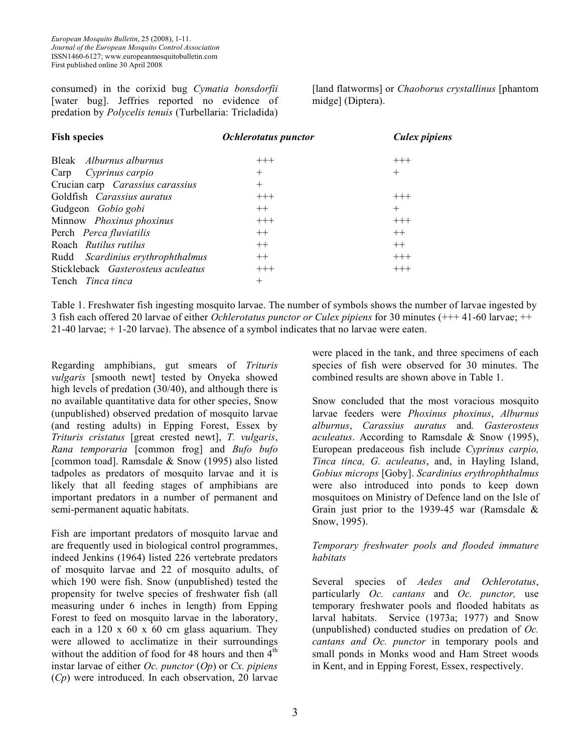consumed) in the corixid bug *Cymatia bonsdorfii* [water bug]. Jeffries reported no evidence of predation by *Polycelis tenuis* (Turbellaria: Tricladida) [land flatworms] or *Chaoborus crystallinus* [phantom midge] (Diptera).

| Fish species | *Ochlerotatus punctor* | *Culex pipiens* |
|---|---|---|
| Bleak *Alburnus alburnus* | +++ | +++ |
| Carp *Cyprinus carpio* | + | + |
| Crucian carp *Carassius carassius* | + | |
| Goldfish *Carassius auratus* | +++ | +++ |
| Gudgeon *Gobio gobi* | ++ | + |
| Minnow *Phoxinus phoxinus* | +++ | +++ |
| Perch *Perca fluviatilis* | ++ | ++ |
| Roach *Rutilus rutilus* | ++ | ++ |
| Rudd *Scardinius erythrophthalmus* | ++ | +++ |
| Stickleback *Gasterosteus aculeatus* | +++ | +++ |
| Tench *Tinca tinca* | + | |

Table 1. Freshwater fish ingesting mosquito larvae. The number of symbols shows the number of larvae ingested by 3 fish each offered 20 larvae of either *Ochlerotatus punctor or Culex pipiens* for 30 minutes (+++ 41-60 larvae; ++ 21-40 larvae; + 1-20 larvae). The absence of a symbol indicates that no larvae were eaten.

Regarding amphibians, gut smears of *Trituris vulgaris* [smooth newt] tested by Onyeka showed high levels of predation (30/40), and although there is no available quantitative data for other species, Snow (unpublished) observed predation of mosquito larvae (and resting adults) in Epping Forest, Essex by *Trituris cristatus* [great crested newt], *T. vulgaris*, *Rana temporaria* [common frog] and *Bufo bufo* [common toad]. Ramsdale & Snow (1995) also listed tadpoles as predators of mosquito larvae and it is likely that all feeding stages of amphibians are important predators in a number of permanent and semi-permanent aquatic habitats.

Fish are important predators of mosquito larvae and are frequently used in biological control programmes, indeed Jenkins (1964) listed 226 vertebrate predators of mosquito larvae and 22 of mosquito adults, of which 190 were fish. Snow (unpublished) tested the propensity for twelve species of freshwater fish (all measuring under 6 inches in length) from Epping Forest to feed on mosquito larvae in the laboratory, each in a 120 x 60 x 60 cm glass aquarium. They were allowed to acclimatize in their surroundings without the addition of food for 48 hours and then 4$^{th}$ instar larvae of either *Oc. punctor* (*Op*) or *Cx. pipiens* (*Cp*) were introduced. In each observation, 20 larvae were placed in the tank, and three specimens of each species of fish were observed for 30 minutes. The combined results are shown above in Table 1.

Snow concluded that the most voracious mosquito larvae feeders were *Phoxinus phoxinus*, *Alburnus alburnus*, *Carassius auratus* and *Gasterosteus aculeatus*. According to Ramsdale & Snow (1995), European predaceous fish include *Cyprinus carpio, Tinca tinca, G. aculeatus*, and, in Hayling Island, *Gobius microps* [Goby]. *Scardinius erythrophthalmus* were also introduced into ponds to keep down mosquitoes on Ministry of Defence land on the Isle of Grain just prior to the 1939-45 war (Ramsdale & Snow, 1995).

*Temporary freshwater pools and flooded immature habitats*

Several species of *Aedes and Ochlerotatus*, particularly *Oc. cantans* and *Oc. punctor,* use temporary freshwater pools and flooded habitats as larval habitats. Service (1973a; 1977) and Snow (unpublished) conducted studies on predation of *Oc. cantans and Oc. punctor* in temporary pools and small ponds in Monks wood and Ham Street woods in Kent, and in Epping Forest, Essex, respectively.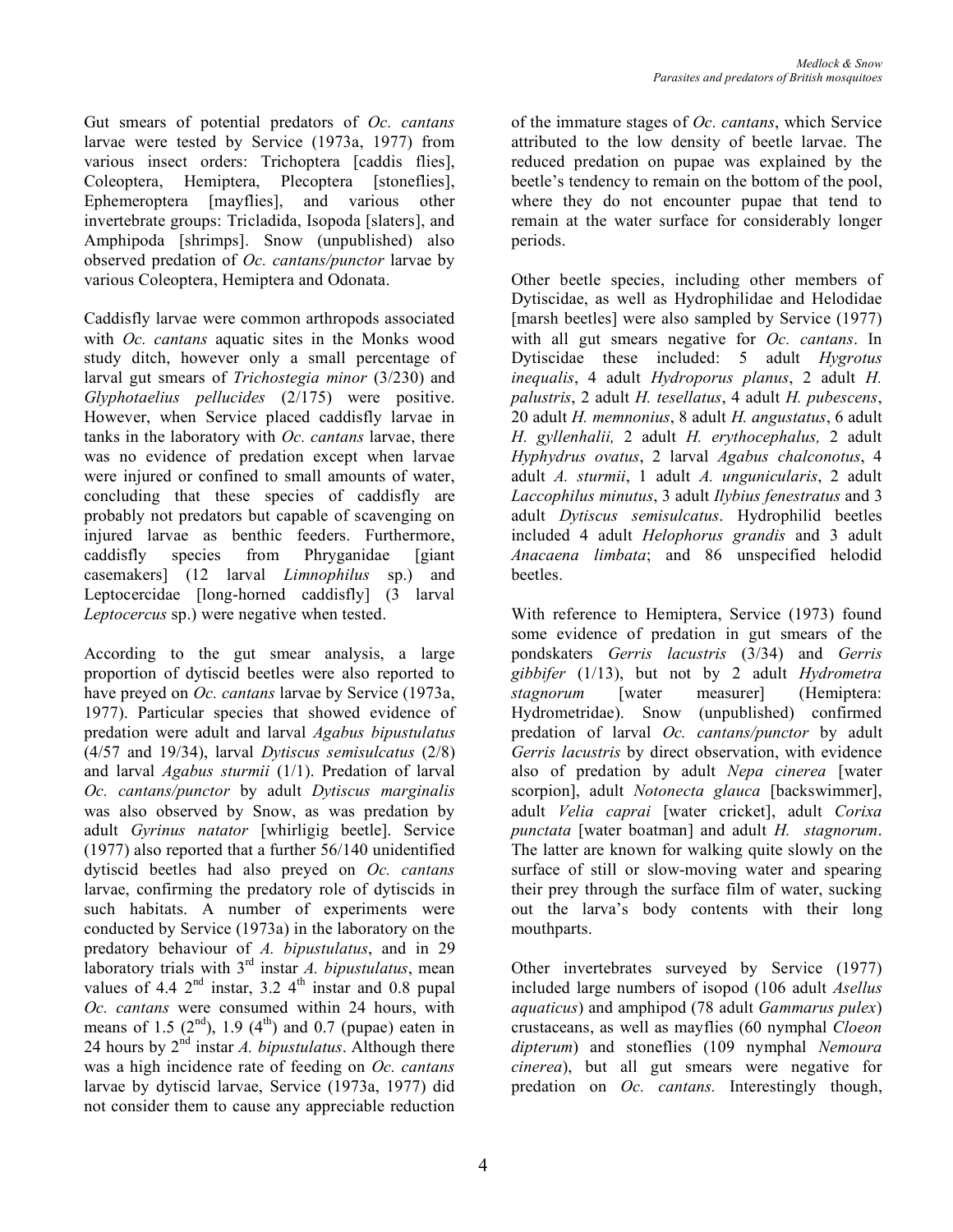Gut smears of potential predators of *Oc. cantans* larvae were tested by Service (1973a, 1977) from various insect orders: Trichoptera [caddis flies], Coleoptera, Hemiptera, Plecoptera [stoneflies], Ephemeroptera [mayflies], and various other invertebrate groups: Tricladida, Isopoda [slaters], and Amphipoda [shrimps]. Snow (unpublished) also observed predation of *Oc. cantans/punctor* larvae by various Coleoptera, Hemiptera and Odonata.

Caddisfly larvae were common arthropods associated with *Oc. cantans* aquatic sites in the Monks wood study ditch, however only a small percentage of larval gut smears of *Trichostegia minor* (3/230) and *Glyphotaelius pellucides* (2/175) were positive. However, when Service placed caddisfly larvae in tanks in the laboratory with *Oc. cantans* larvae, there was no evidence of predation except when larvae were injured or confined to small amounts of water, concluding that these species of caddisfly are probably not predators but capable of scavenging on injured larvae as benthic feeders. Furthermore, caddisfly species from Phryganidae [giant casemakers] (12 larval *Limnophilus* sp.) and Leptocercidae [long-horned caddisfly] (3 larval *Leptocercus* sp.) were negative when tested.

According to the gut smear analysis, a large proportion of dytiscid beetles were also reported to have preyed on *Oc. cantans* larvae by Service (1973a, 1977). Particular species that showed evidence of predation were adult and larval *Agabus bipustulatus* (4/57 and 19/34), larval *Dytiscus semisulcatus* (2/8) and larval *Agabus sturmii* (1/1). Predation of larval *Oc. cantans/punctor* by adult *Dytiscus marginalis* was also observed by Snow, as was predation by adult *Gyrinus natator* [whirligig beetle]. Service (1977) also reported that a further 56/140 unidentified dytiscid beetles had also preyed on *Oc. cantans* larvae, confirming the predatory role of dytiscids in such habitats. A number of experiments were conducted by Service (1973a) in the laboratory on the predatory behaviour of *A. bipustulatus*, and in 29 laboratory trials with 3rd instar *A. bipustulatus*, mean values of 4.4 2nd instar, 3.2 4th instar and 0.8 pupal *Oc. cantans* were consumed within 24 hours, with means of 1.5 (2nd), 1.9 (4th) and 0.7 (pupae) eaten in 24 hours by 2nd instar *A. bipustulatus*. Although there was a high incidence rate of feeding on *Oc. cantans* larvae by dytiscid larvae, Service (1973a, 1977) did not consider them to cause any appreciable reduction of the immature stages of *Oc. cantans*, which Service attributed to the low density of beetle larvae. The reduced predation on pupae was explained by the beetle's tendency to remain on the bottom of the pool, where they do not encounter pupae that tend to remain at the water surface for considerably longer periods.

Other beetle species, including other members of Dytiscidae, as well as Hydrophilidae and Helodidae [marsh beetles] were also sampled by Service (1977) with all gut smears negative for *Oc. cantans*. In Dytiscidae these included: 5 adult *Hygrotus inequalis*, 4 adult *Hydroporus planus*, 2 adult *H. palustris*, 2 adult *H. tesellatus*, 4 adult *H. pubescens*, 20 adult *H. memnonius*, 8 adult *H. angustatus*, 6 adult *H. gyllenhalii,* 2 adult *H. erythocephalus,* 2 adult *Hyphydrus ovatus*, 2 larval *Agabus chalconotus*, 4 adult *A. sturmii*, 1 adult *A. unguicularis*, 2 adult *Laccophilus minutus*, 3 adult *Ilybius fenestratus* and 3 adult *Dytiscus semisulcatus*. Hydrophilid beetles included 4 adult *Helophorus grandis* and 3 adult *Anacaena limbata*; and 86 unspecified helodid beetles.

With reference to Hemiptera, Service (1973) found some evidence of predation in gut smears of the pondskaters *Gerris lacustris* (3/34) and *Gerris gibbifer* (1/13), but not by 2 adult *Hydrometra stagnorum* [water measurer] (Hemiptera: Hydrometridae). Snow (unpublished) confirmed predation of larval *Oc. cantans/punctor* by adult *Gerris lacustris* by direct observation, with evidence also of predation by adult *Nepa cinerea* [water scorpion], adult *Notonecta glauca* [backswimmer], adult *Velia caprai* [water cricket], adult *Corixa punctata* [water boatman] and adult *H. stagnorum*. The latter are known for walking quite slowly on the surface of still or slow-moving water and spearing their prey through the surface film of water, sucking out the larva's body contents with their long mouthparts.

Other invertebrates surveyed by Service (1977) included large numbers of isopod (106 adult *Asellus aquaticus*) and amphipod (78 adult *Gammarus pulex*) crustaceans, as well as mayflies (60 nymphal *Cloeon dipterum*) and stoneflies (109 nymphal *Nemoura cinerea*), but all gut smears were negative for predation on *Oc. cantans.* Interestingly though,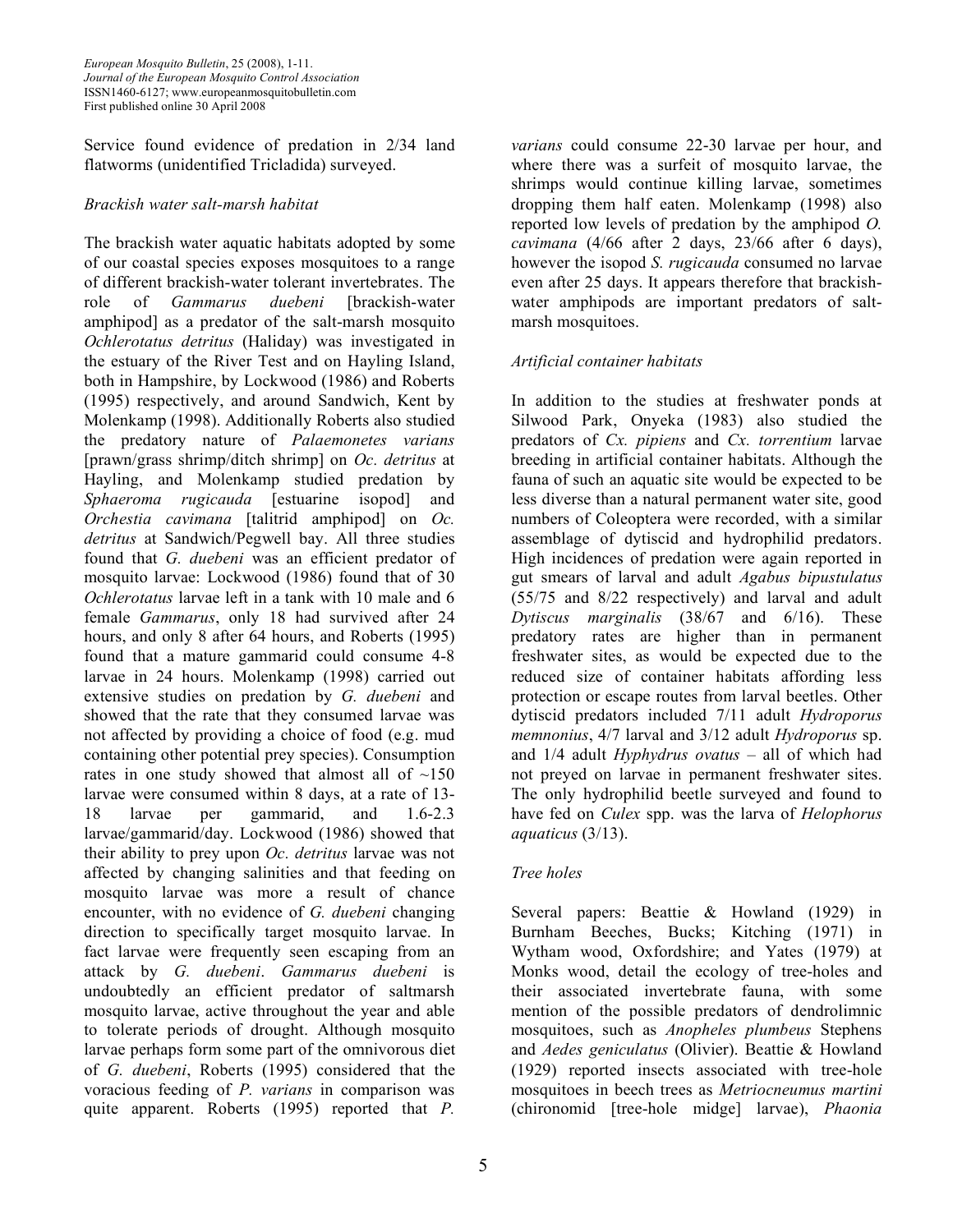Service found evidence of predation in 2/34 land flatworms (unidentified Tricladida) surveyed.

*Brackish water salt-marsh habitat*

The brackish water aquatic habitats adopted by some of our coastal species exposes mosquitoes to a range of different brackish-water tolerant invertebrates. The role of *Gammarus duebeni* [brackish-water amphipod] as a predator of the salt-marsh mosquito *Ochlerotatus detritus* (Haliday) was investigated in the estuary of the River Test and on Hayling Island, both in Hampshire, by Lockwood (1986) and Roberts (1995) respectively, and around Sandwich, Kent by Molenkamp (1998). Additionally Roberts also studied the predatory nature of *Palaemonetes varians* [prawn/grass shrimp/ditch shrimp] on *Oc. detritus* at Hayling, and Molenkamp studied predation by *Sphaeroma rugicauda* [estuarine isopod] and *Orchestia cavimana* [talitrid amphipod] on *Oc. detritus* at Sandwich/Pegwell bay. All three studies found that *G. duebeni* was an efficient predator of mosquito larvae: Lockwood (1986) found that of 30 *Ochlerotatus* larvae left in a tank with 10 male and 6 female *Gammarus*, only 18 had survived after 24 hours, and only 8 after 64 hours, and Roberts (1995) found that a mature gammarid could consume 4-8 larvae in 24 hours. Molenkamp (1998) carried out extensive studies on predation by *G. duebeni* and showed that the rate that they consumed larvae was not affected by providing a choice of food (e.g. mud containing other potential prey species). Consumption rates in one study showed that almost all of ~150 larvae were consumed within 8 days, at a rate of 13-18 larvae per gammarid, and 1.6-2.3 larvae/gammarid/day. Lockwood (1986) showed that their ability to prey upon *Oc. detritus* larvae was not affected by changing salinities and that feeding on mosquito larvae was more a result of chance encounter, with no evidence of *G. duebeni* changing direction to specifically target mosquito larvae. In fact larvae were frequently seen escaping from an attack by *G. duebeni*. *Gammarus duebeni* is undoubtedly an efficient predator of saltmarsh mosquito larvae, active throughout the year and able to tolerate periods of drought. Although mosquito larvae perhaps form some part of the omnivorous diet of *G. duebeni*, Roberts (1995) considered that the voracious feeding of *P. varians* in comparison was quite apparent. Roberts (1995) reported that *P. varians* could consume 22-30 larvae per hour, and where there was a surfeit of mosquito larvae, the shrimps would continue killing larvae, sometimes dropping them half eaten. Molenkamp (1998) also reported low levels of predation by the amphipod *O. cavimana* (4/66 after 2 days, 23/66 after 6 days), however the isopod *S. rugicauda* consumed no larvae even after 25 days. It appears therefore that brackish-water amphipods are important predators of salt-marsh mosquitoes.

*Artificial container habitats*

In addition to the studies at freshwater ponds at Silwood Park, Onyeka (1983) also studied the predators of *Cx. pipiens* and *Cx. torrentium* larvae breeding in artificial container habitats. Although the fauna of such an aquatic site would be expected to be less diverse than a natural permanent water site, good numbers of Coleoptera were recorded, with a similar assemblage of dytiscid and hydrophilid predators. High incidences of predation were again reported in gut smears of larval and adult *Agabus bipustulatus* (55/75 and 8/22 respectively) and larval and adult *Dytiscus marginalis* (38/67 and 6/16). These predatory rates are higher than in permanent freshwater sites, as would be expected due to the reduced size of container habitats affording less protection or escape routes from larval beetles. Other dytiscid predators included 7/11 adult *Hydroporus memnonius*, 4/7 larval and 3/12 adult *Hydroporus* sp. and 1/4 adult *Hyphydrus ovatus* – all of which had not preyed on larvae in permanent freshwater sites. The only hydrophilid beetle surveyed and found to have fed on *Culex* spp. was the larva of *Helophorus aquaticus* (3/13).

*Tree holes*

Several papers: Beattie & Howland (1929) in Burnham Beeches, Bucks; Kitching (1971) in Wytham wood, Oxfordshire; and Yates (1979) at Monks wood, detail the ecology of tree-holes and their associated invertebrate fauna, with some mention of the possible predators of dendrolimnic mosquitoes, such as *Anopheles plumbeus* Stephens and *Aedes geniculatus* (Olivier). Beattie & Howland (1929) reported insects associated with tree-hole mosquitoes in beech trees as *Metriocneumus martini* (chironomid [tree-hole midge] larvae), *Phaonia*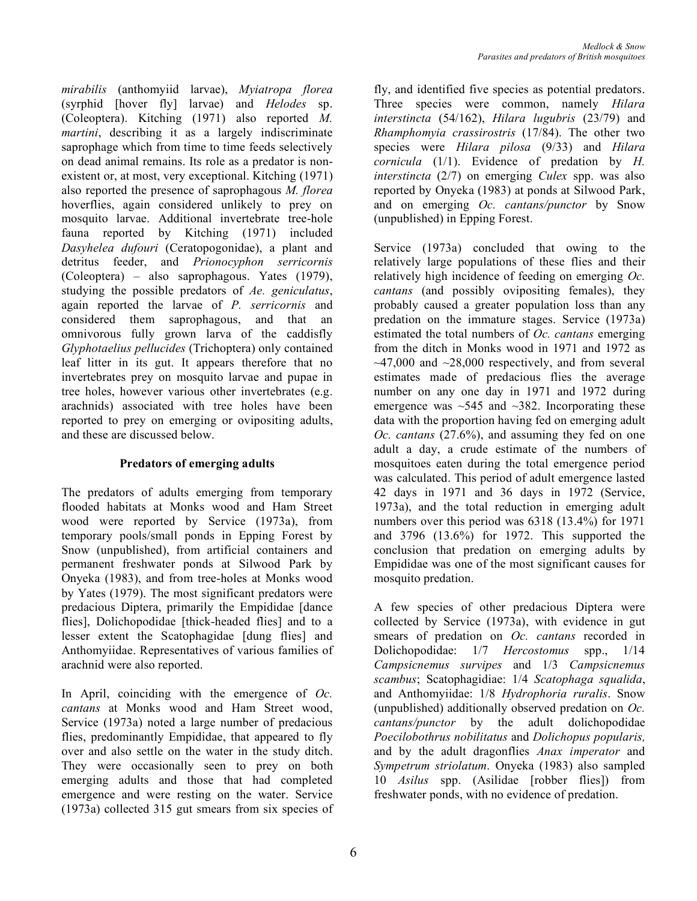*mirabilis* (anthomyiid larvae), *Myiatropa florea* (syrphid [hover fly] larvae) and *Helodes* sp. (Coleoptera). Kitching (1971) also reported *M. martini*, describing it as a largely indiscriminate saprophage which from time to time feeds selectively on dead animal remains. Its role as a predator is non-existent or, at most, very exceptional. Kitching (1971) also reported the presence of saprophagous *M. florea* hoverflies, again considered unlikely to prey on mosquito larvae. Additional invertebrate tree-hole fauna reported by Kitching (1971) included *Dasyhelea dufouri* (Ceratopogonidae), a plant and detritus feeder, and *Prionocyphon serricornis* (Coleoptera) – also saprophagous. Yates (1979), studying the possible predators of *Ae. geniculatus*, again reported the larvae of *P. serricornis* and considered them saprophagous, and that an omnivorous fully grown larva of the caddisfly *Glyphotaelius pellucides* (Trichoptera) only contained leaf litter in its gut. It appears therefore that no invertebrates prey on mosquito larvae and pupae in tree holes, however various other invertebrates (e.g. arachnids) associated with tree holes have been reported to prey on emerging or ovipositing adults, and these are discussed below.

## Predators of emerging adults

The predators of adults emerging from temporary flooded habitats at Monks wood and Ham Street wood were reported by Service (1973a), from temporary pools/small ponds in Epping Forest by Snow (unpublished), from artificial containers and permanent freshwater ponds at Silwood Park by Onyeka (1983), and from tree-holes at Monks wood by Yates (1979). The most significant predators were predacious Diptera, primarily the Empididae [dance flies], Dolichopodidae [thick-headed flies] and to a lesser extent the Scatophagidae [dung flies] and Anthomyiidae. Representatives of various families of arachnid were also reported.

In April, coinciding with the emergence of *Oc. cantans* at Monks wood and Ham Street wood, Service (1973a) noted a large number of predacious flies, predominantly Empididae, that appeared to fly over and also settle on the water in the study ditch. They were occasionally seen to prey on both emerging adults and those that had completed emergence and were resting on the water. Service (1973a) collected 315 gut smears from six species of fly, and identified five species as potential predators. Three species were common, namely *Hilara interstincta* (54/162), *Hilara lugubris* (23/79) and *Rhamphomyia crassirostris* (17/84). The other two species were *Hilara pilosa* (9/33) and *Hilara cornicula* (1/1). Evidence of predation by *H. interstincta* (2/7) on emerging *Culex* spp. was also reported by Onyeka (1983) at ponds at Silwood Park, and on emerging *Oc. cantans/punctor* by Snow (unpublished) in Epping Forest.

Service (1973a) concluded that owing to the relatively large populations of these flies and their relatively high incidence of feeding on emerging *Oc. cantans* (and possibly ovipositing females), they probably caused a greater population loss than any predation on the immature stages. Service (1973a) estimated the total numbers of *Oc. cantans* emerging from the ditch in Monks wood in 1971 and 1972 as ~47,000 and ~28,000 respectively, and from several estimates made of predacious flies the average number on any one day in 1971 and 1972 during emergence was ~545 and ~382. Incorporating these data with the proportion having fed on emerging adult *Oc. cantans* (27.6%), and assuming they fed on one adult a day, a crude estimate of the numbers of mosquitoes eaten during the total emergence period was calculated. This period of adult emergence lasted 42 days in 1971 and 36 days in 1972 (Service, 1973a), and the total reduction in emerging adult numbers over this period was 6318 (13.4%) for 1971 and 3796 (13.6%) for 1972. This supported the conclusion that predation on emerging adults by Empididae was one of the most significant causes for mosquito predation.

A few species of other predacious Diptera were collected by Service (1973a), with evidence in gut smears of predation on *Oc. cantans* recorded in Dolichopodidae: 1/7 *Hercostomus* spp., 1/14 *Campsicnemus survipes* and 1/3 *Campsicnemus scambus*; Scatophagidiae: 1/4 *Scatophaga squalida*, and Anthomyiidae: 1/8 *Hydrophoria ruralis*. Snow (unpublished) additionally observed predation on *Oc. cantans/punctor* by the adult dolichopodidae *Poecilobothrus nobilitatus* and *Dolichopus popularis,* and by the adult dragonflies *Anax imperator* and *Sympetrum striolatum*. Onyeka (1983) also sampled 10 *Asilus* spp. (Asilidae [robber flies]) from freshwater ponds, with no evidence of predation.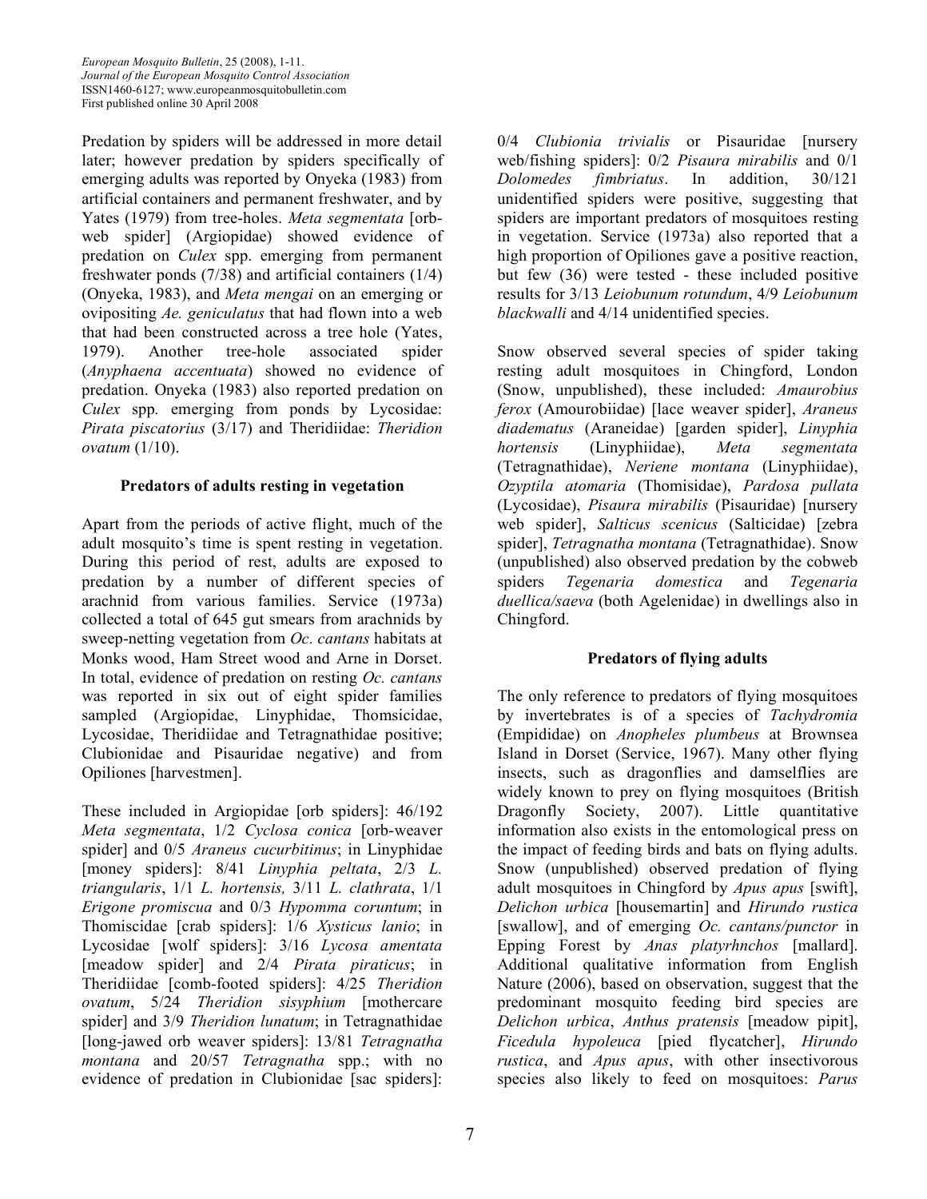Predation by spiders will be addressed in more detail later; however predation by spiders specifically of emerging adults was reported by Onyeka (1983) from artificial containers and permanent freshwater, and by Yates (1979) from tree-holes. *Meta segmentata* [orb-web spider] (Argiopidae) showed evidence of predation on *Culex* spp. emerging from permanent freshwater ponds (7/38) and artificial containers (1/4) (Onyeka, 1983), and *Meta mengai* on an emerging or ovipositing *Ae. geniculatus* that had flown into a web that had been constructed across a tree hole (Yates, 1979). Another tree-hole associated spider (*Anyphaena accentuata*) showed no evidence of predation. Onyeka (1983) also reported predation on *Culex* spp. emerging from ponds by Lycosidae: *Pirata piscatorius* (3/17) and Theridiidae: *Theridion ovatum* (1/10).

## Predators of adults resting in vegetation

Apart from the periods of active flight, much of the adult mosquito's time is spent resting in vegetation. During this period of rest, adults are exposed to predation by a number of different species of arachnid from various families. Service (1973a) collected a total of 645 gut smears from arachnids by sweep-netting vegetation from *Oc. cantans* habitats at Monks wood, Ham Street wood and Arne in Dorset. In total, evidence of predation on resting *Oc. cantans* was reported in six out of eight spider families sampled (Argiopidae, Linyphidae, Thomsicidae, Lycosidae, Theridiidae and Tetragnathidae positive; Clubionidae and Pisauridae negative) and from Opiliones [harvestmen].

These included in Argiopidae [orb spiders]: 46/192 *Meta segmentata*, 1/2 *Cyclosa conica* [orb-weaver spider] and 0/5 *Araneus cucurbitinus*; in Linyphidae [money spiders]: 8/41 *Linyphia peltata*, 2/3 *L. triangularis*, 1/1 *L. hortensis,* 3/11 *L. clathrata*, 1/1 *Erigone promiscua* and 0/3 *Hypomma coruntum*; in Thomiscidae [crab spiders]: 1/6 *Xysticus lanio*; in Lycosidae [wolf spiders]: 3/16 *Lycosa amentata* [meadow spider] and 2/4 *Pirata piraticus*; in Theridiidae [comb-footed spiders]: 4/25 *Theridion ovatum*, 5/24 *Theridion sisyphium* [mothercare spider] and 3/9 *Theridion lunatum*; in Tetragnathidae [long-jawed orb weaver spiders]: 13/81 *Tetragnatha montana* and 20/57 *Tetragnatha* spp.; with no evidence of predation in Clubionidae [sac spiders]: 0/4 *Clubionia trivialis* or Pisauridae [nursery web/fishing spiders]: 0/2 *Pisaura mirabilis* and 0/1 *Dolomedes fimbriatus*. In addition, 30/121 unidentified spiders were positive, suggesting that spiders are important predators of mosquitoes resting in vegetation. Service (1973a) also reported that a high proportion of Opiliones gave a positive reaction, but few (36) were tested - these included positive results for 3/13 *Leiobunum rotundum*, 4/9 *Leiobunum blackwalli* and 4/14 unidentified species.

Snow observed several species of spider taking resting adult mosquitoes in Chingford, London (Snow, unpublished), these included: *Amaurobius ferox* (Amourobiidae) [lace weaver spider], *Araneus diadematus* (Araneidae) [garden spider], *Linyphia hortensis* (Linyphiidae), *Meta segmentata* (Tetragnathidae), *Neriene montana* (Linyphiidae), *Ozyptila atomaria* (Thomisidae), *Pardosa pullata* (Lycosidae), *Pisaura mirabilis* (Pisauridae) [nursery web spider], *Salticus scenicus* (Salticidae) [zebra spider], *Tetragnatha montana* (Tetragnathidae). Snow (unpublished) also observed predation by the cobweb spiders *Tegenaria domestica* and *Tegenaria duellica/saeva* (both Agelenidae) in dwellings also in Chingford.

## Predators of flying adults

The only reference to predators of flying mosquitoes by invertebrates is of a species of *Tachydromia* (Empididae) on *Anopheles plumbeus* at Brownsea Island in Dorset (Service, 1967). Many other flying insects, such as dragonflies and damselflies are widely known to prey on flying mosquitoes (British Dragonfly Society, 2007). Little quantitative information also exists in the entomological press on the impact of feeding birds and bats on flying adults. Snow (unpublished) observed predation of flying adult mosquitoes in Chingford by *Apus apus* [swift], *Delichon urbica* [housemartin] and *Hirundo rustica* [swallow], and of emerging *Oc. cantans/punctor* in Epping Forest by *Anas platyrhnchos* [mallard]. Additional qualitative information from English Nature (2006), based on observation, suggest that the predominant mosquito feeding bird species are *Delichon urbica*, *Anthus pratensis* [meadow pipit], *Ficedula hypoleuca* [pied flycatcher], *Hirundo rustica*, and *Apus apus*, with other insectivorous species also likely to feed on mosquitoes: *Parus*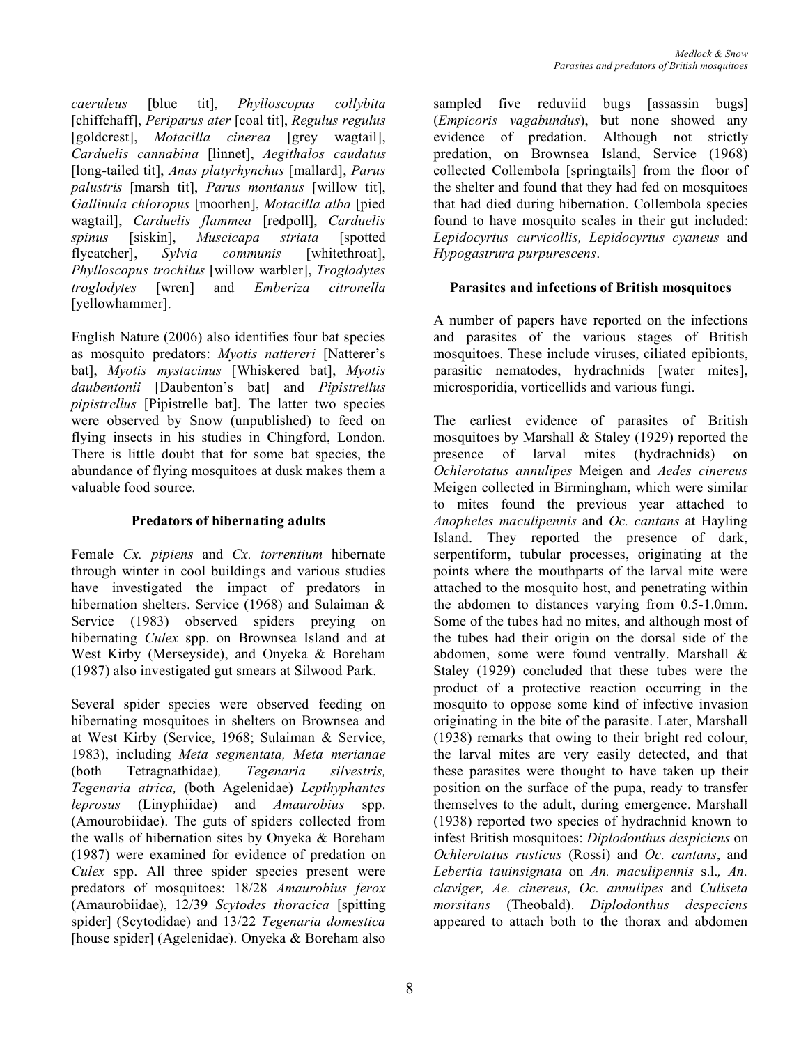*caeruleus* [blue tit], *Phylloscopus collybita* [chiffchaff], *Periparus ater* [coal tit], *Regulus regulus* [goldcrest], *Motacilla cinerea* [grey wagtail], *Carduelis cannabina* [linnet], *Aegithalos caudatus* [long-tailed tit], *Anas platyrhynchus* [mallard], *Parus palustris* [marsh tit], *Parus montanus* [willow tit], *Gallinula chloropus* [moorhen], *Motacilla alba* [pied wagtail], *Carduelis flammea* [redpoll], *Carduelis spinus* [siskin], *Muscicapa striata* [spotted flycatcher], *Sylvia communis* [whitethroat], *Phylloscopus trochilus* [willow warbler], *Troglodytes troglodytes* [wren] and *Emberiza citronella* [yellowhammer].

English Nature (2006) also identifies four bat species as mosquito predators: *Myotis nattereri* [Natterer's bat], *Myotis mystacinus* [Whiskered bat], *Myotis daubentonii* [Daubenton's bat] and *Pipistrellus pipistrellus* [Pipistrelle bat]. The latter two species were observed by Snow (unpublished) to feed on flying insects in his studies in Chingford, London. There is little doubt that for some bat species, the abundance of flying mosquitoes at dusk makes them a valuable food source.

## Predators of hibernating adults

Female *Cx. pipiens* and *Cx. torrentium* hibernate through winter in cool buildings and various studies have investigated the impact of predators in hibernation shelters. Service (1968) and Sulaiman & Service (1983) observed spiders preying on hibernating *Culex* spp. on Brownsea Island and at West Kirby (Merseyside), and Onyeka & Boreham (1987) also investigated gut smears at Silwood Park.

Several spider species were observed feeding on hibernating mosquitoes in shelters on Brownsea and at West Kirby (Service, 1968; Sulaiman & Service, 1983), including *Meta segmentata, Meta merianae* (both Tetragnathidae), *Tegenaria silvestris, Tegenaria atrica,* (both Agelenidae) *Lepthyphantes leprosus* (Linyphiidae) and *Amaurobius* spp. (Amaurobiidae). The guts of spiders collected from the walls of hibernation sites by Onyeka & Boreham (1987) were examined for evidence of predation on *Culex* spp. All three spider species present were predators of mosquitoes: 18/28 *Amaurobius ferox* (Amaurobiidae), 12/39 *Scytodes thoracica* [spitting spider] (Scytodidae) and 13/22 *Tegenaria domestica* [house spider] (Agelenidae). Onyeka & Boreham also sampled five reduviid bugs [assassin bugs] (*Empicoris vagabundus*), but none showed any evidence of predation. Although not strictly predation, on Brownsea Island, Service (1968) collected Collembola [springtails] from the floor of the shelter and found that they had fed on mosquitoes that had died during hibernation. Collembola species found to have mosquito scales in their gut included: *Lepidocyrtus curvicollis, Lepidocyrtus cyaneus* and *Hypogastrura purpurescens*.

## Parasites and infections of British mosquitoes

A number of papers have reported on the infections and parasites of the various stages of British mosquitoes. These include viruses, ciliated epibionts, parasitic nematodes, hydrachnids [water mites], microsporidia, vorticellids and various fungi.

The earliest evidence of parasites of British mosquitoes by Marshall & Staley (1929) reported the presence of larval mites (hydrachnids) on *Ochlerotatus annulipes* Meigen and *Aedes cinereus* Meigen collected in Birmingham, which were similar to mites found the previous year attached to *Anopheles maculipennis* and *Oc. cantans* at Hayling Island. They reported the presence of dark, serpentiform, tubular processes, originating at the points where the mouthparts of the larval mite were attached to the mosquito host, and penetrating within the abdomen to distances varying from 0.5-1.0mm. Some of the tubes had no mites, and although most of the tubes had their origin on the dorsal side of the abdomen, some were found ventrally. Marshall & Staley (1929) concluded that these tubes were the product of a protective reaction occurring in the mosquito to oppose some kind of infective invasion originating in the bite of the parasite. Later, Marshall (1938) remarks that owing to their bright red colour, the larval mites are very easily detected, and that these parasites were thought to have taken up their position on the surface of the pupa, ready to transfer themselves to the adult, during emergence. Marshall (1938) reported two species of hydrachnid known to infest British mosquitoes: *Diplodonthus despiciens* on *Ochlerotatus rusticus* (Rossi) and *Oc. cantans*, and *Lebertia tauinsignata* on *An. maculipennis* s.l.*, An. claviger, Ae. cinereus, Oc. annulipes* and *Culiseta morsitans* (Theobald). *Diplodonthus despeciens* appeared to attach both to the thorax and abdomen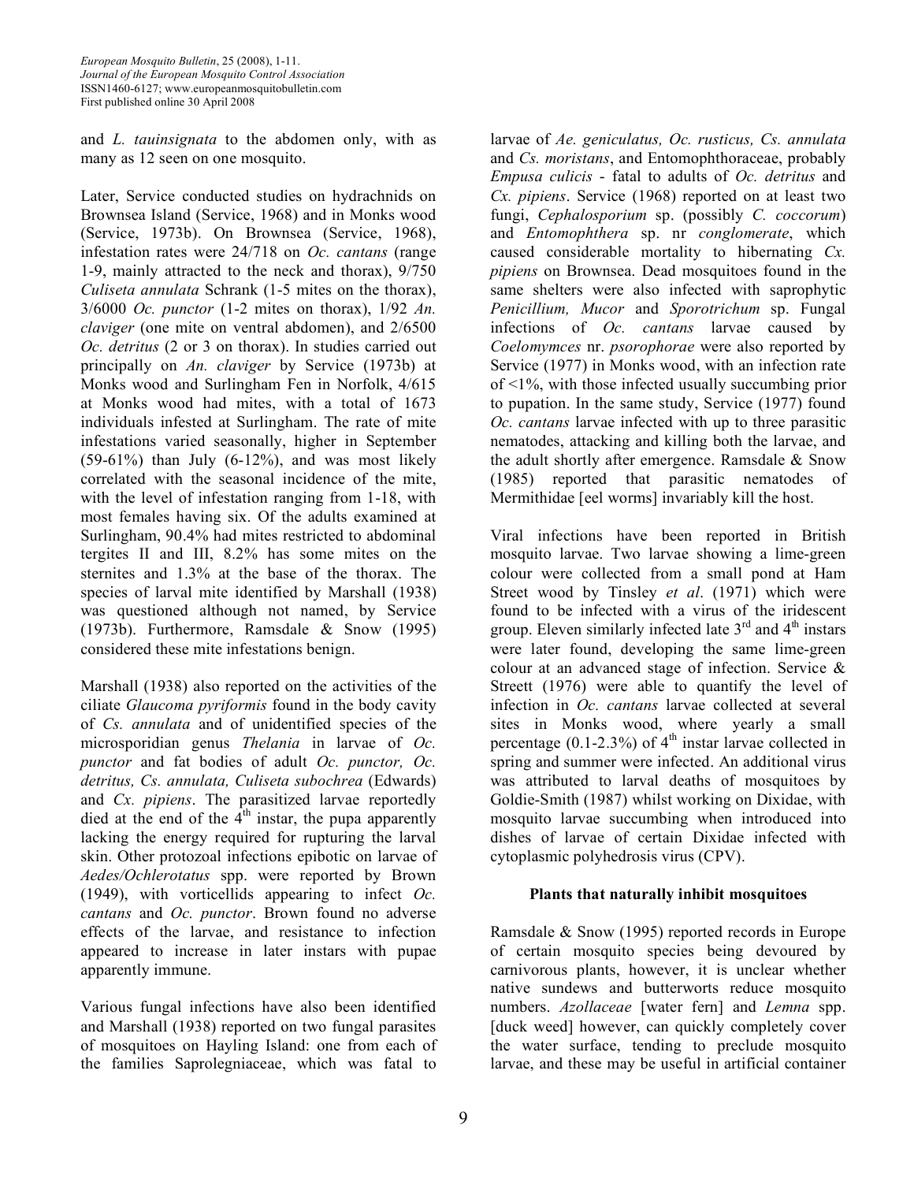and *L. tauinsignata* to the abdomen only, with as many as 12 seen on one mosquito.

Later, Service conducted studies on hydrachnids on Brownsea Island (Service, 1968) and in Monks wood (Service, 1973b). On Brownsea (Service, 1968), infestation rates were 24/718 on *Oc. cantans* (range 1-9, mainly attracted to the neck and thorax), 9/750 *Culiseta annulata* Schrank (1-5 mites on the thorax), 3/6000 *Oc. punctor* (1-2 mites on thorax), 1/92 *An. claviger* (one mite on ventral abdomen), and 2/6500 *Oc. detritus* (2 or 3 on thorax). In studies carried out principally on *An. claviger* by Service (1973b) at Monks wood and Surlingham Fen in Norfolk, 4/615 at Monks wood had mites, with a total of 1673 individuals infested at Surlingham. The rate of mite infestations varied seasonally, higher in September (59-61%) than July (6-12%), and was most likely correlated with the seasonal incidence of the mite, with the level of infestation ranging from 1-18, with most females having six. Of the adults examined at Surlingham, 90.4% had mites restricted to abdominal tergites II and III, 8.2% has some mites on the sternites and 1.3% at the base of the thorax. The species of larval mite identified by Marshall (1938) was questioned although not named, by Service (1973b). Furthermore, Ramsdale & Snow (1995) considered these mite infestations benign.

Marshall (1938) also reported on the activities of the ciliate *Glaucoma pyriformis* found in the body cavity of *Cs. annulata* and of unidentified species of the microsporidian genus *Thelania* in larvae of *Oc. punctor* and fat bodies of adult *Oc. punctor, Oc. detritus, Cs. annulata, Culiseta subochrea* (Edwards) and *Cx. pipiens*. The parasitized larvae reportedly died at the end of the 4th instar, the pupa apparently lacking the energy required for rupturing the larval skin. Other protozoal infections epibotic on larvae of *Aedes/Ochlerotatus* spp. were reported by Brown (1949), with vorticellids appearing to infect *Oc. cantans* and *Oc. punctor*. Brown found no adverse effects of the larvae, and resistance to infection appeared to increase in later instars with pupae apparently immune.

Various fungal infections have also been identified and Marshall (1938) reported on two fungal parasites of mosquitoes on Hayling Island: one from each of the families Saprolegniaceae, which was fatal to larvae of *Ae. geniculatus, Oc. rusticus, Cs. annulata* and *Cs. moristans*, and Entomophthoraceae, probably *Empusa culicis* - fatal to adults of *Oc. detritus* and *Cx. pipiens*. Service (1968) reported on at least two fungi, *Cephalosporium* sp. (possibly *C. coccorum*) and *Entomophthera* sp. nr *conglomerate*, which caused considerable mortality to hibernating *Cx. pipiens* on Brownsea. Dead mosquitoes found in the same shelters were also infected with saprophytic *Penicillium, Mucor* and *Sporotrichum* sp. Fungal infections of *Oc. cantans* larvae caused by *Coelomymces* nr. *psorophorae* were also reported by Service (1977) in Monks wood, with an infection rate of <1%, with those infected usually succumbing prior to pupation. In the same study, Service (1977) found *Oc. cantans* larvae infected with up to three parasitic nematodes, attacking and killing both the larvae, and the adult shortly after emergence. Ramsdale & Snow (1985) reported that parasitic nematodes of Mermithidae [eel worms] invariably kill the host.

Viral infections have been reported in British mosquito larvae. Two larvae showing a lime-green colour were collected from a small pond at Ham Street wood by Tinsley *et al*. (1971) which were found to be infected with a virus of the iridescent group. Eleven similarly infected late 3rd and 4th instars were later found, developing the same lime-green colour at an advanced stage of infection. Service & Streett (1976) were able to quantify the level of infection in *Oc. cantans* larvae collected at several sites in Monks wood, where yearly a small percentage (0.1-2.3%) of 4th instar larvae collected in spring and summer were infected. An additional virus was attributed to larval deaths of mosquitoes by Goldie-Smith (1987) whilst working on Dixidae, with mosquito larvae succumbing when introduced into dishes of larvae of certain Dixidae infected with cytoplasmic polyhedrosis virus (CPV).

## Plants that naturally inhibit mosquitoes

Ramsdale & Snow (1995) reported records in Europe of certain mosquito species being devoured by carnivorous plants, however, it is unclear whether native sundews and butterworts reduce mosquito numbers. *Azollaceae* [water fern] and *Lemna* spp. [duck weed] however, can quickly completely cover the water surface, tending to preclude mosquito larvae, and these may be useful in artificial container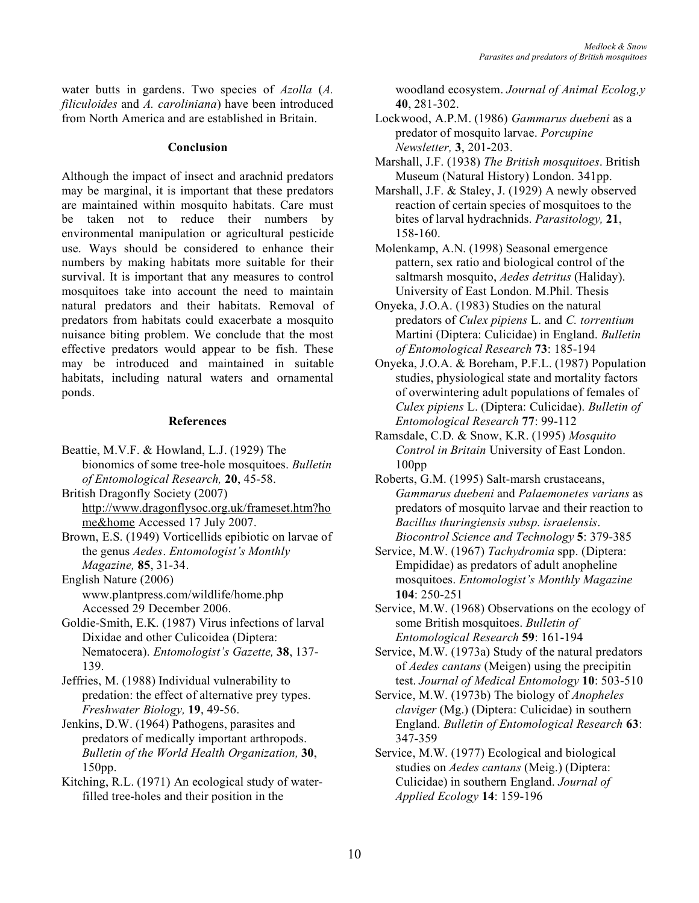water butts in gardens. Two species of *Azolla* (*A. filiculoides* and *A. caroliniana*) have been introduced from North America and are established in Britain.

## Conclusion

Although the impact of insect and arachnid predators may be marginal, it is important that these predators are maintained within mosquito habitats. Care must be taken not to reduce their numbers by environmental manipulation or agricultural pesticide use. Ways should be considered to enhance their numbers by making habitats more suitable for their survival. It is important that any measures to control mosquitoes take into account the need to maintain natural predators and their habitats. Removal of predators from habitats could exacerbate a mosquito nuisance biting problem. We conclude that the most effective predators would appear to be fish. These may be introduced and maintained in suitable habitats, including natural waters and ornamental ponds.

## References

Beattie, M.V.F. & Howland, L.J. (1929) The bionomics of some tree-hole mosquitoes. *Bulletin of Entomological Research,* **20**, 45-58.

British Dragonfly Society (2007) http://www.dragonflysoc.org.uk/frameset.htm?home&home Accessed 17 July 2007.

Brown, E.S. (1949) Vorticellids epibiotic on larvae of the genus *Aedes*. *Entomologist's Monthly Magazine,* **85**, 31-34.

English Nature (2006) www.plantpress.com/wildlife/home.php Accessed 29 December 2006.

Goldie-Smith, E.K. (1987) Virus infections of larval Dixidae and other Culicoidea (Diptera: Nematocera). *Entomologist's Gazette,* **38**, 137-139.

Jeffries, M. (1988) Individual vulnerability to predation: the effect of alternative prey types. *Freshwater Biology,* **19**, 49-56.

Jenkins, D.W. (1964) Pathogens, parasites and predators of medically important arthropods. *Bulletin of the World Health Organization,* **30**, 150pp.

Kitching, R.L. (1971) An ecological study of water-filled tree-holes and their position in the woodland ecosystem. *Journal of Animal Ecolog,y* **40**, 281-302.

Lockwood, A.P.M. (1986) *Gammarus duebeni* as a predator of mosquito larvae. *Porcupine Newsletter,* **3**, 201-203.

Marshall, J.F. (1938) *The British mosquitoes*. British Museum (Natural History) London. 341pp.

Marshall, J.F. & Staley, J. (1929) A newly observed reaction of certain species of mosquitoes to the bites of larval hydrachnids. *Parasitology,* **21**, 158-160.

Molenkamp, A.N. (1998) Seasonal emergence pattern, sex ratio and biological control of the saltmarsh mosquito, *Aedes detritus* (Haliday). University of East London. M.Phil. Thesis

Onyeka, J.O.A. (1983) Studies on the natural predators of *Culex pipiens* L. and *C. torrentium* Martini (Diptera: Culicidae) in England. *Bulletin of Entomological Research* **73**: 185-194

Onyeka, J.O.A. & Boreham, P.F.L. (1987) Population studies, physiological state and mortality factors of overwintering adult populations of females of *Culex pipiens* L. (Diptera: Culicidae). *Bulletin of Entomological Research* **77**: 99-112

Ramsdale, C.D. & Snow, K.R. (1995) *Mosquito Control in Britain* University of East London. 100pp

Roberts, G.M. (1995) Salt-marsh crustaceans, *Gammarus duebeni* and *Palaemonetes varians* as predators of mosquito larvae and their reaction to *Bacillus thuringiensis subsp. israelensis*. *Biocontrol Science and Technology* **5**: 379-385

Service, M.W. (1967) *Tachydromia* spp. (Diptera: Empididae) as predators of adult anopheline mosquitoes. *Entomologist's Monthly Magazine* **104**: 250-251

Service, M.W. (1968) Observations on the ecology of some British mosquitoes. *Bulletin of Entomological Research* **59**: 161-194

Service, M.W. (1973a) Study of the natural predators of *Aedes cantans* (Meigen) using the precipitin test. *Journal of Medical Entomology* **10**: 503-510

Service, M.W. (1973b) The biology of *Anopheles claviger* (Mg.) (Diptera: Culicidae) in southern England. *Bulletin of Entomological Research* **63**: 347-359

Service, M.W. (1977) Ecological and biological studies on *Aedes cantans* (Meig.) (Diptera: Culicidae) in southern England. *Journal of Applied Ecology* **14**: 159-196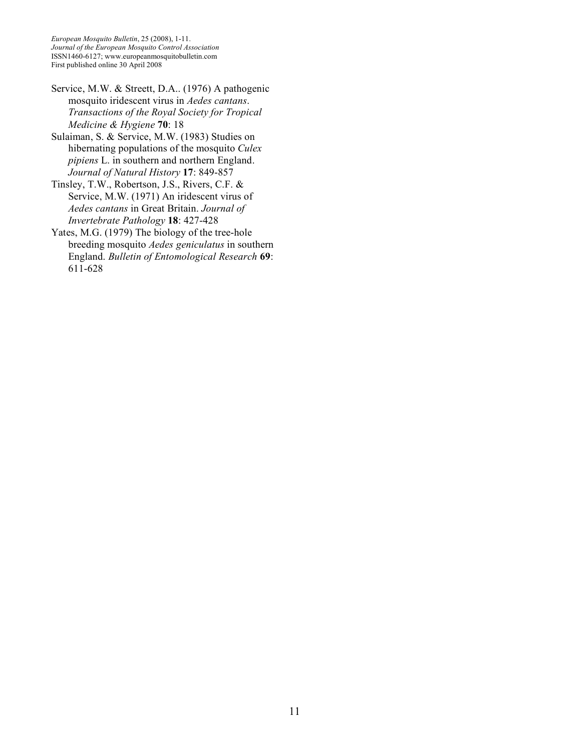Service, M.W. & Streett, D.A.. (1976) A pathogenic mosquito iridescent virus in *Aedes cantans*. *Transactions of the Royal Society for Tropical Medicine & Hygiene* **70**: 18

Sulaiman, S. & Service, M.W. (1983) Studies on hibernating populations of the mosquito *Culex pipiens* L. in southern and northern England. *Journal of Natural History* **17**: 849-857

Tinsley, T.W., Robertson, J.S., Rivers, C.F. & Service, M.W. (1971) An iridescent virus of *Aedes cantans* in Great Britain. *Journal of Invertebrate Pathology* **18**: 427-428

Yates, M.G. (1979) The biology of the tree-hole breeding mosquito *Aedes geniculatus* in southern England. *Bulletin of Entomological Research* **69**: 611-628